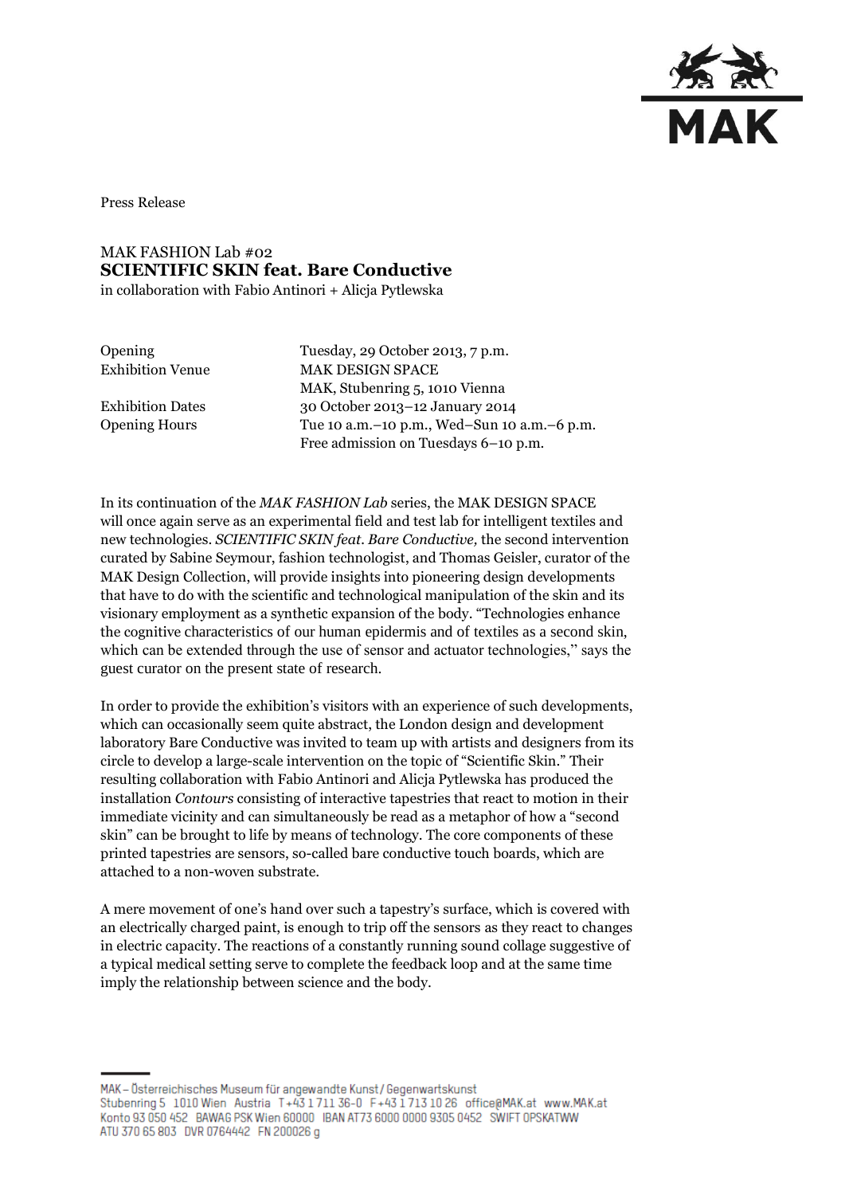Press Release

# MAK FASHION Lab #02
## **SCIENTIFIC SKIN feat. Bare Conductive**

in collaboration with Fabio Antinori + Alicja Pytlewska

| | |
|---|---|
| Opening | Tuesday, 29 October 2013, 7 p.m. |
| Exhibition Venue | MAK DESIGN SPACE<br>MAK, Stubenring 5, 1010 Vienna |
| Exhibition Dates | 30 October 2013–12 January 2014 |
| Opening Hours | Tue 10 a.m.–10 p.m., Wed–Sun 10 a.m.–6 p.m.<br>Free admission on Tuesdays 6–10 p.m. |

In its continuation of the *MAK FASHION Lab* series, the MAK DESIGN SPACE will once again serve as an experimental field and test lab for intelligent textiles and new technologies. *SCIENTIFIC SKIN feat. Bare Conductive,* the second intervention curated by Sabine Seymour, fashion technologist, and Thomas Geisler, curator of the MAK Design Collection, will provide insights into pioneering design developments that have to do with the scientific and technological manipulation of the skin and its visionary employment as a synthetic expansion of the body. "Technologies enhance the cognitive characteristics of our human epidermis and of textiles as a second skin, which can be extended through the use of sensor and actuator technologies," says the guest curator on the present state of research.

In order to provide the exhibition's visitors with an experience of such developments, which can occasionally seem quite abstract, the London design and development laboratory Bare Conductive was invited to team up with artists and designers from its circle to develop a large-scale intervention on the topic of "Scientific Skin." Their resulting collaboration with Fabio Antinori and Alicja Pytlewska has produced the installation *Contours* consisting of interactive tapestries that react to motion in their immediate vicinity and can simultaneously be read as a metaphor of how a "second skin" can be brought to life by means of technology. The core components of these printed tapestries are sensors, so-called bare conductive touch boards, which are attached to a non-woven substrate.

A mere movement of one's hand over such a tapestry's surface, which is covered with an electrically charged paint, is enough to trip off the sensors as they react to changes in electric capacity. The reactions of a constantly running sound collage suggestive of a typical medical setting serve to complete the feedback loop and at the same time imply the relationship between science and the body.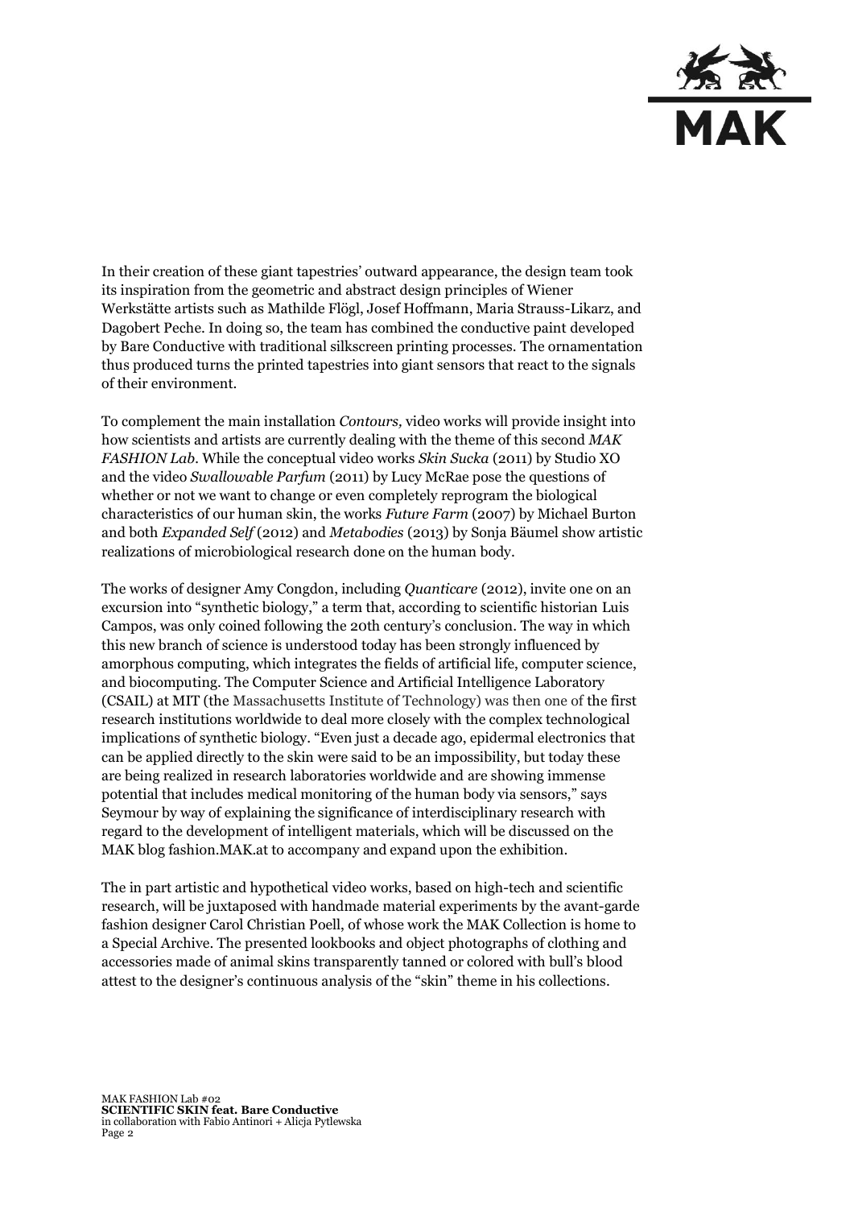In their creation of these giant tapestries' outward appearance, the design team took its inspiration from the geometric and abstract design principles of Wiener Werkstätte artists such as Mathilde Flögl, Josef Hoffmann, Maria Strauss-Likarz, and Dagobert Peche. In doing so, the team has combined the conductive paint developed by Bare Conductive with traditional silkscreen printing processes. The ornamentation thus produced turns the printed tapestries into giant sensors that react to the signals of their environment.

To complement the main installation *Contours,* video works will provide insight into how scientists and artists are currently dealing with the theme of this second *MAK FASHION Lab*. While the conceptual video works *Skin Sucka* (2011) by Studio XO and the video *Swallowable Parfum* (2011) by Lucy McRae pose the questions of whether or not we want to change or even completely reprogram the biological characteristics of our human skin, the works *Future Farm* (2007) by Michael Burton and both *Expanded Self* (2012) and *Metabodies* (2013) by Sonja Bäumel show artistic realizations of microbiological research done on the human body.

The works of designer Amy Congdon, including *Quanticare* (2012), invite one on an excursion into "synthetic biology," a term that, according to scientific historian Luis Campos, was only coined following the 20th century's conclusion. The way in which this new branch of science is understood today has been strongly influenced by amorphous computing, which integrates the fields of artificial life, computer science, and biocomputing. The Computer Science and Artificial Intelligence Laboratory (CSAIL) at MIT (the Massachusetts Institute of Technology) was then one of the first research institutions worldwide to deal more closely with the complex technological implications of synthetic biology. "Even just a decade ago, epidermal electronics that can be applied directly to the skin were said to be an impossibility, but today these are being realized in research laboratories worldwide and are showing immense potential that includes medical monitoring of the human body via sensors," says Seymour by way of explaining the significance of interdisciplinary research with regard to the development of intelligent materials, which will be discussed on the MAK blog fashion.MAK.at to accompany and expand upon the exhibition.

The in part artistic and hypothetical video works, based on high-tech and scientific research, will be juxtaposed with handmade material experiments by the avant-garde fashion designer Carol Christian Poell, of whose work the MAK Collection is home to a Special Archive. The presented lookbooks and object photographs of clothing and accessories made of animal skins transparently tanned or colored with bull's blood attest to the designer's continuous analysis of the "skin" theme in his collections.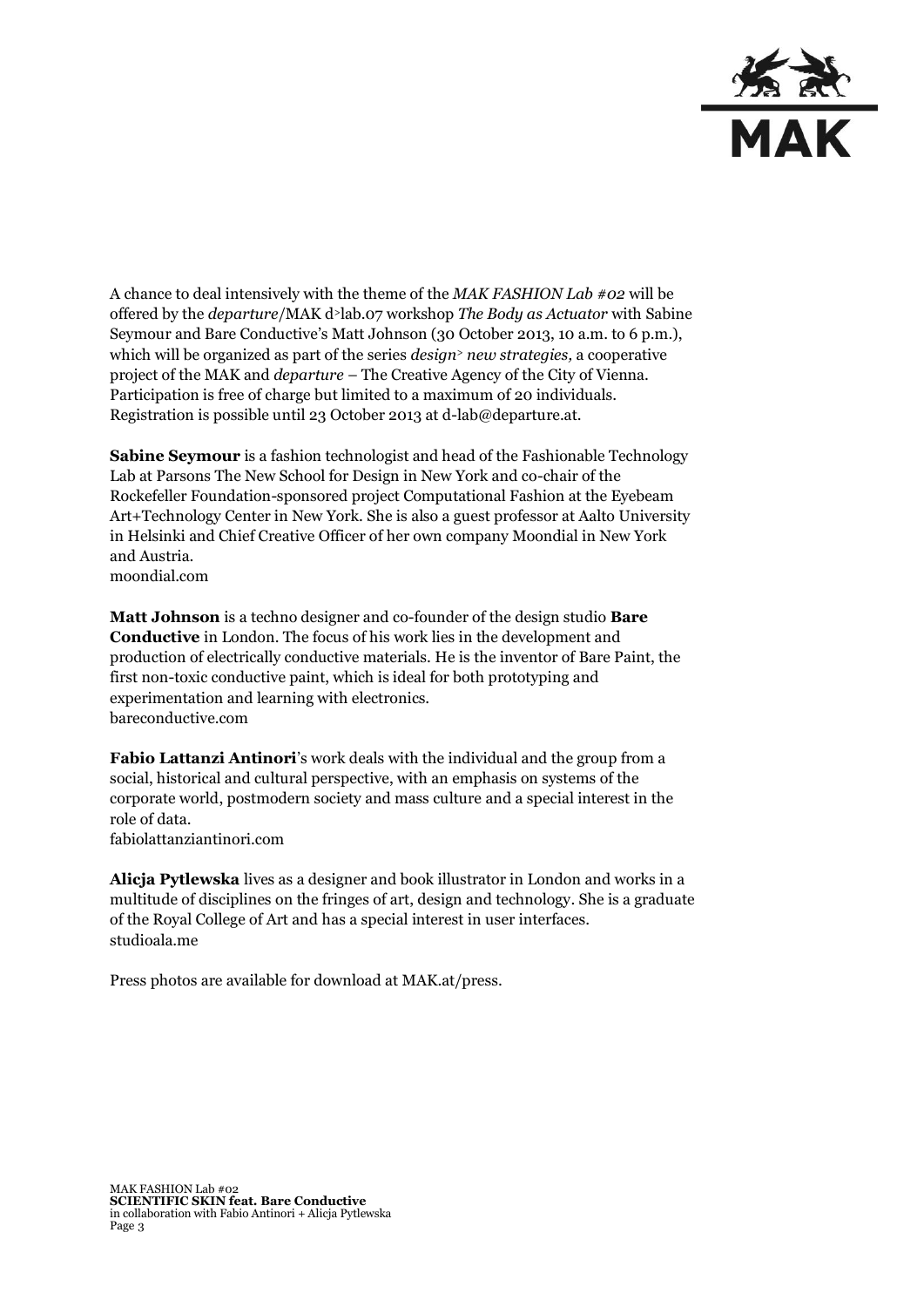A chance to deal intensively with the theme of the *MAK FASHION Lab #02* will be offered by the *departure*/MAK d>lab.07 workshop *The Body as Actuator* with Sabine Seymour and Bare Conductive's Matt Johnson (30 October 2013, 10 a.m. to 6 p.m.), which will be organized as part of the series *design> new strategies,* a cooperative project of the MAK and *departure* – The Creative Agency of the City of Vienna. Participation is free of charge but limited to a maximum of 20 individuals. Registration is possible until 23 October 2013 at d-lab@departure.at.

**Sabine Seymour** is a fashion technologist and head of the Fashionable Technology Lab at Parsons The New School for Design in New York and co-chair of the Rockefeller Foundation-sponsored project Computational Fashion at the Eyebeam Art+Technology Center in New York. She is also a guest professor at Aalto University in Helsinki and Chief Creative Officer of her own company Moondial in New York and Austria.
moondial.com

**Matt Johnson** is a techno designer and co-founder of the design studio **Bare Conductive** in London. The focus of his work lies in the development and production of electrically conductive materials. He is the inventor of Bare Paint, the first non-toxic conductive paint, which is ideal for both prototyping and experimentation and learning with electronics.
bareconductive.com

**Fabio Lattanzi Antinori**'s work deals with the individual and the group from a social, historical and cultural perspective, with an emphasis on systems of the corporate world, postmodern society and mass culture and a special interest in the role of data.
fabiolattanziantinori.com

**Alicja Pytlewska** lives as a designer and book illustrator in London and works in a multitude of disciplines on the fringes of art, design and technology. She is a graduate of the Royal College of Art and has a special interest in user interfaces.
studioala.me

Press photos are available for download at MAK.at/press.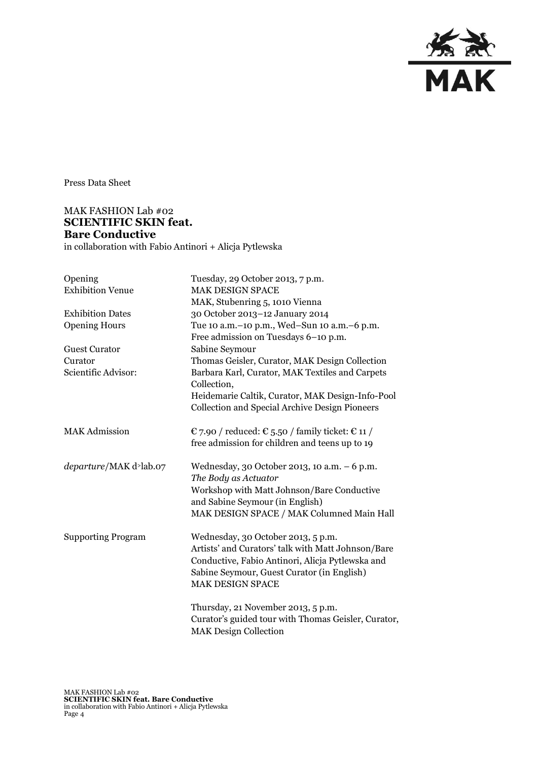Press Data Sheet

# MAK FASHION Lab #02
## SCIENTIFIC SKIN feat. Bare Conductive

in collaboration with Fabio Antinori + Alicja Pytlewska

| | |
|---|---|
| Opening | Tuesday, 29 October 2013, 7 p.m. |
| Exhibition Venue | MAK DESIGN SPACE<br>MAK, Stubenring 5, 1010 Vienna |
| Exhibition Dates | 30 October 2013–12 January 2014 |
| Opening Hours | Tue 10 a.m.–10 p.m., Wed–Sun 10 a.m.–6 p.m.<br>Free admission on Tuesdays 6–10 p.m. |
| Guest Curator | Sabine Seymour |
| Curator | Thomas Geisler, Curator, MAK Design Collection |
| Scientific Advisor: | Barbara Karl, Curator, MAK Textiles and Carpets Collection,<br>Heidemarie Caltik, Curator, MAK Design-Info-Pool Collection and Special Archive Design Pioneers |
| MAK Admission | € 7.90 / reduced: € 5.50 / family ticket: € 11 / free admission for children and teens up to 19 |
| *departure*/MAK d>lab.07 | Wednesday, 30 October 2013, 10 a.m. – 6 p.m.<br>*The Body as Actuator*<br>Workshop with Matt Johnson/Bare Conductive and Sabine Seymour (in English)<br>MAK DESIGN SPACE / MAK Columned Main Hall |
| Supporting Program | Wednesday, 30 October 2013, 5 p.m.<br>Artists' and Curators' talk with Matt Johnson/Bare Conductive, Fabio Antinori, Alicja Pytlewska and Sabine Seymour, Guest Curator (in English)<br>MAK DESIGN SPACE<br><br>Thursday, 21 November 2013, 5 p.m.<br>Curator's guided tour with Thomas Geisler, Curator, MAK Design Collection |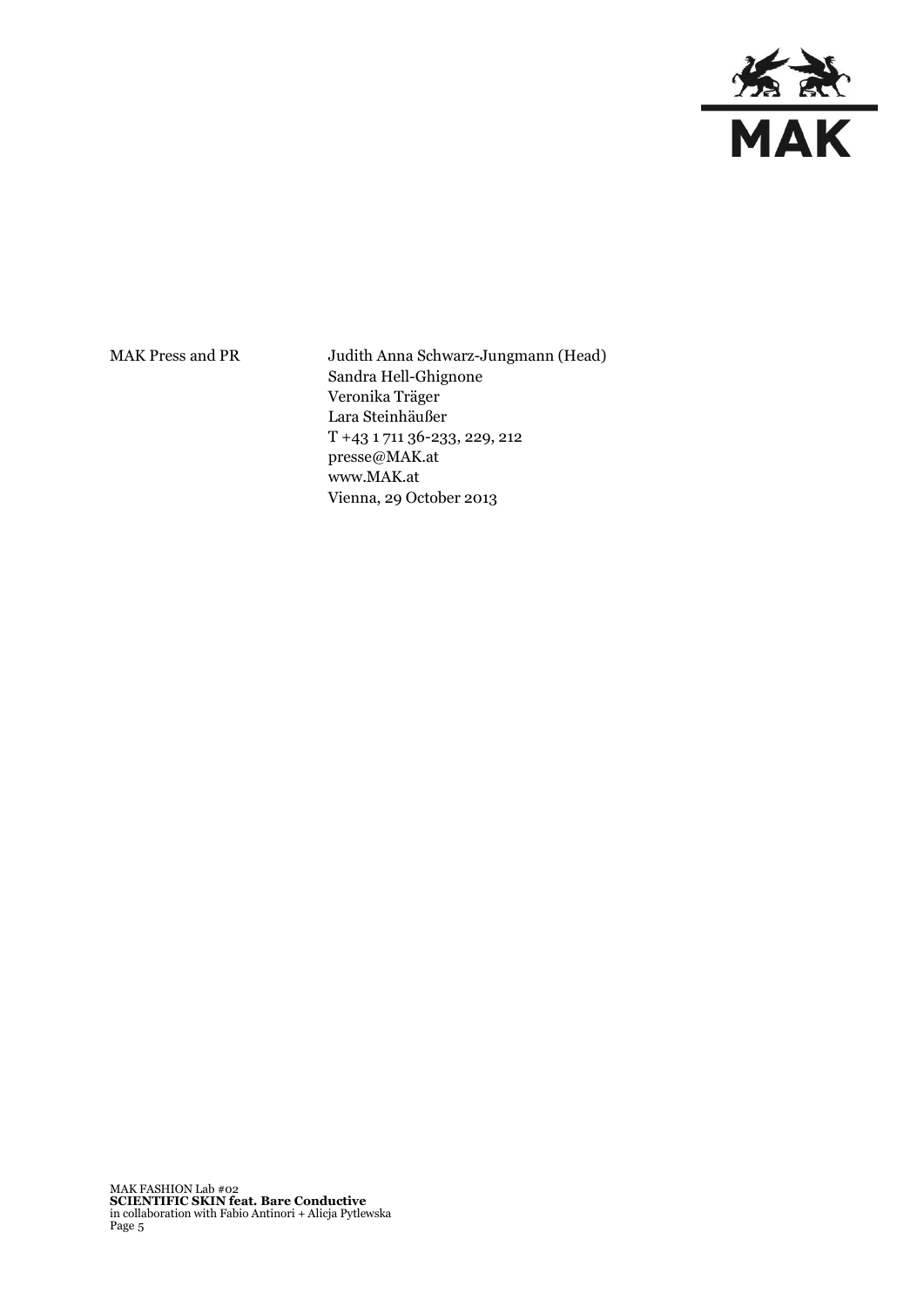MAK Press and PR

Judith Anna Schwarz-Jungmann (Head)
Sandra Hell-Ghignone
Veronika Träger
Lara Steinhäußer
T +43 1 711 36-233, 229, 212
presse@MAK.at
www.MAK.at
Vienna, 29 October 2013